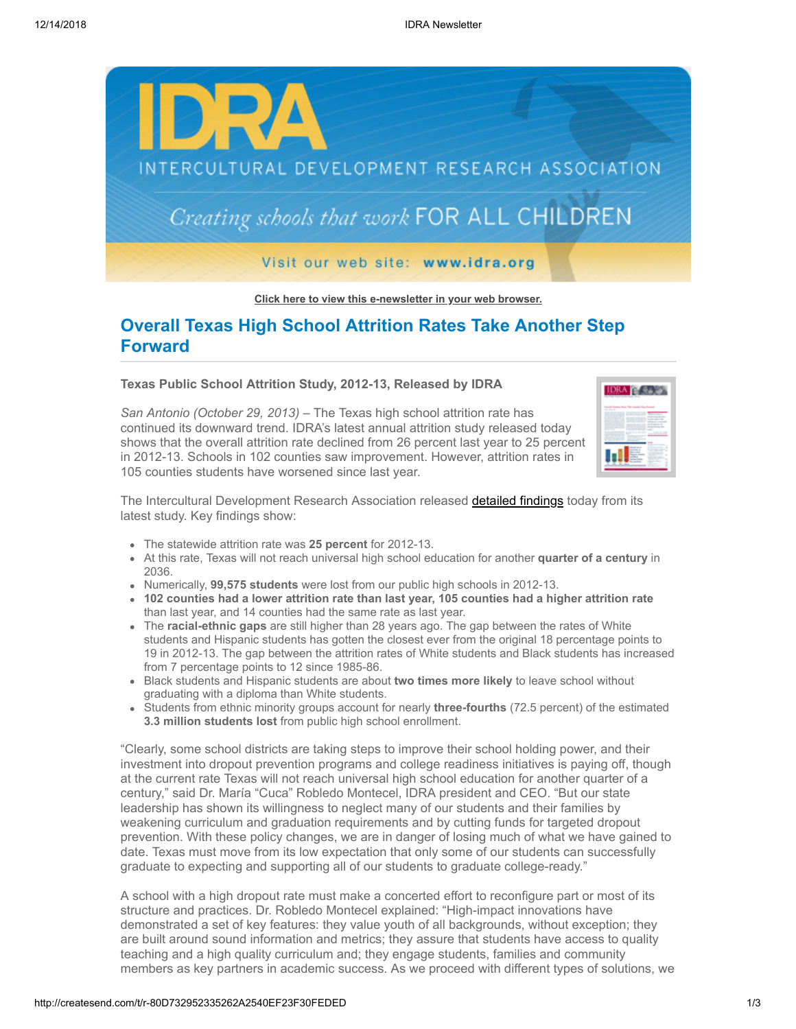**Click here to view this e-newsletter in your web browser.**

## Overall Texas High School Attrition Rates Take Another Step Forward

**Texas Public School Attrition Study, 2012-13, Released by IDRA**

*San Antonio (October 29, 2013)* – The Texas high school attrition rate has continued its downward trend. IDRA's latest annual attrition study released today shows that the overall attrition rate declined from 26 percent last year to 25 percent in 2012-13. Schools in 102 counties saw improvement. However, attrition rates in 105 counties students have worsened since last year.

The Intercultural Development Research Association released detailed findings today from its latest study. Key findings show:

- The statewide attrition rate was **25 percent** for 2012-13.
- At this rate, Texas will not reach universal high school education for another **quarter of a century** in 2036.
- Numerically, **99,575 students** were lost from our public high schools in 2012-13.
- **102 counties had a lower attrition rate than last year, 105 counties had a higher attrition rate** than last year, and 14 counties had the same rate as last year.
- The **racial-ethnic gaps** are still higher than 28 years ago. The gap between the rates of White students and Hispanic students has gotten the closest ever from the original 18 percentage points to 19 in 2012-13. The gap between the attrition rates of White students and Black students has increased from 7 percentage points to 12 since 1985-86.
- Black students and Hispanic students are about **two times more likely** to leave school without graduating with a diploma than White students.
- Students from ethnic minority groups account for nearly **three-fourths** (72.5 percent) of the estimated **3.3 million students lost** from public high school enrollment.

"Clearly, some school districts are taking steps to improve their school holding power, and their investment into dropout prevention programs and college readiness initiatives is paying off, though at the current rate Texas will not reach universal high school education for another quarter of a century," said Dr. María "Cuca" Robledo Montecel, IDRA president and CEO. "But our state leadership has shown its willingness to neglect many of our students and their families by weakening curriculum and graduation requirements and by cutting funds for targeted dropout prevention. With these policy changes, we are in danger of losing much of what we have gained to date. Texas must move from its low expectation that only some of our students can successfully graduate to expecting and supporting all of our students to graduate college-ready."

A school with a high dropout rate must make a concerted effort to reconfigure part or most of its structure and practices. Dr. Robledo Montecel explained: "High-impact innovations have demonstrated a set of key features: they value youth of all backgrounds, without exception; they are built around sound information and metrics; they assure that students have access to quality teaching and a high quality curriculum and; they engage students, families and community members as key partners in academic success. As we proceed with different types of solutions, we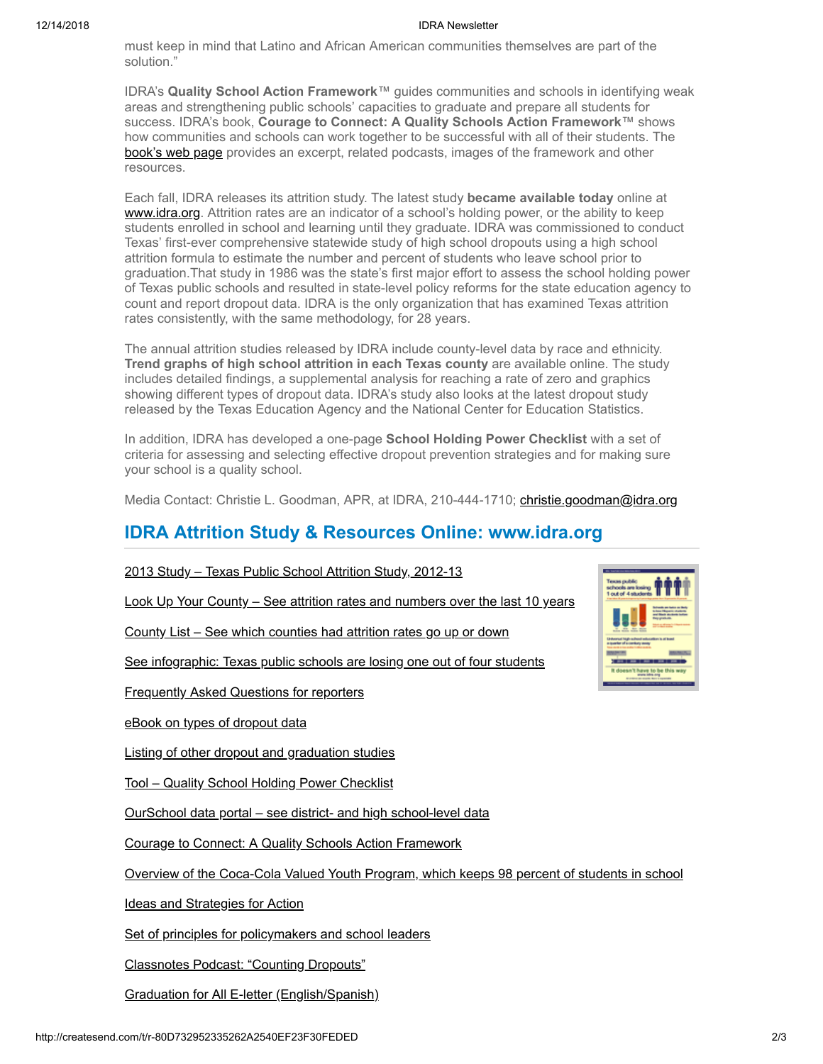must keep in mind that Latino and African American communities themselves are part of the solution."

IDRA's **Quality School Action Framework**™ guides communities and schools in identifying weak areas and strengthening public schools' capacities to graduate and prepare all students for success. IDRA's book, **Courage to Connect: A Quality Schools Action Framework**™ shows how communities and schools can work together to be successful with all of their students. The book's web page provides an excerpt, related podcasts, images of the framework and other resources.

Each fall, IDRA releases its attrition study. The latest study **became available today** online at www.idra.org. Attrition rates are an indicator of a school's holding power, or the ability to keep students enrolled in school and learning until they graduate. IDRA was commissioned to conduct Texas' first-ever comprehensive statewide study of high school dropouts using a high school attrition formula to estimate the number and percent of students who leave school prior to graduation.That study in 1986 was the state's first major effort to assess the school holding power of Texas public schools and resulted in state-level policy reforms for the state education agency to count and report dropout data. IDRA is the only organization that has examined Texas attrition rates consistently, with the same methodology, for 28 years.

The annual attrition studies released by IDRA include county-level data by race and ethnicity. **Trend graphs of high school attrition in each Texas county** are available online. The study includes detailed findings, a supplemental analysis for reaching a rate of zero and graphics showing different types of dropout data. IDRA's study also looks at the latest dropout study released by the Texas Education Agency and the National Center for Education Statistics.

In addition, IDRA has developed a one-page **School Holding Power Checklist** with a set of criteria for assessing and selecting effective dropout prevention strategies and for making sure your school is a quality school.

Media Contact: Christie L. Goodman, APR, at IDRA, 210-444-1710; christie.goodman@idra.org

## IDRA Attrition Study & Resources Online: www.idra.org

2013 Study – Texas Public School Attrition Study, 2012-13

Look Up Your County – See attrition rates and numbers over the last 10 years

County List – See which counties had attrition rates go up or down

See infographic: Texas public schools are losing one out of four students

Frequently Asked Questions for reporters

eBook on types of dropout data

Listing of other dropout and graduation studies

Tool – Quality School Holding Power Checklist

OurSchool data portal – see district- and high school-level data

Courage to Connect: A Quality Schools Action Framework

Overview of the Coca-Cola Valued Youth Program, which keeps 98 percent of students in school

Ideas and Strategies for Action

Set of principles for policymakers and school leaders

Classnotes Podcast: "Counting Dropouts"

Graduation for All E-letter (English/Spanish)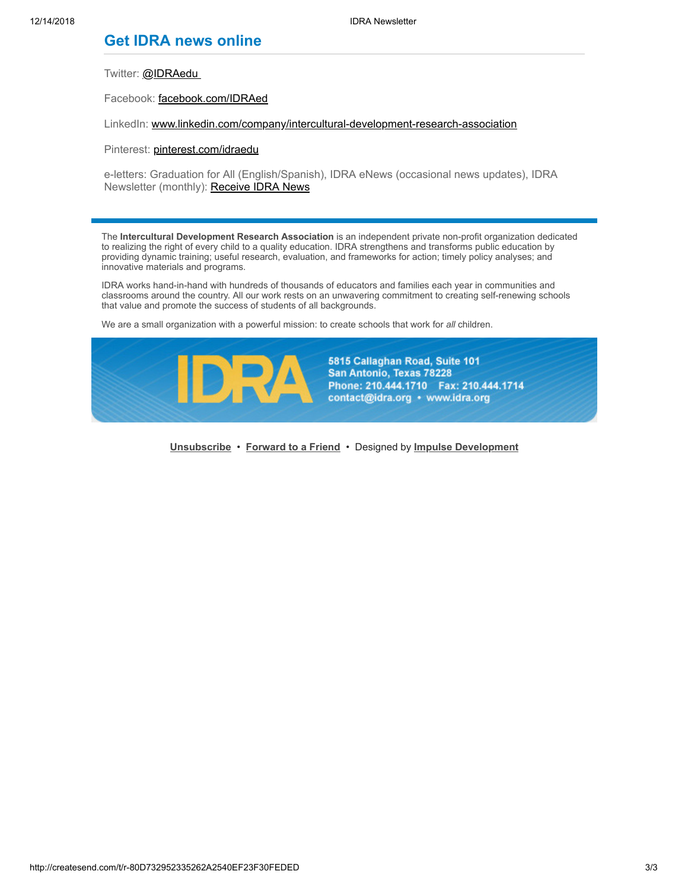## Get IDRA news online

Twitter: @IDRAedu

Facebook: facebook.com/IDRAed

LinkedIn: www.linkedin.com/company/intercultural-development-research-association

Pinterest: pinterest.com/idraedu

e-letters: Graduation for All (English/Spanish), IDRA eNews (occasional news updates), IDRA Newsletter (monthly): Receive IDRA News

---

The **Intercultural Development Research Association** is an independent private non-profit organization dedicated to realizing the right of every child to a quality education. IDRA strengthens and transforms public education by providing dynamic training; useful research, evaluation, and frameworks for action; timely policy analyses; and innovative materials and programs.

IDRA works hand-in-hand with hundreds of thousands of educators and families each year in communities and classrooms around the country. All our work rests on an unwavering commitment to creating self-renewing schools that value and promote the success of students of all backgrounds.

We are a small organization with a powerful mission: to create schools that work for *all* children.

IDRA

5815 Callaghan Road, Suite 101
San Antonio, Texas 78228
Phone: 210.444.1710 Fax: 210.444.1714
contact@idra.org • www.idra.org

Unsubscribe • Forward to a Friend • Designed by Impulse Development